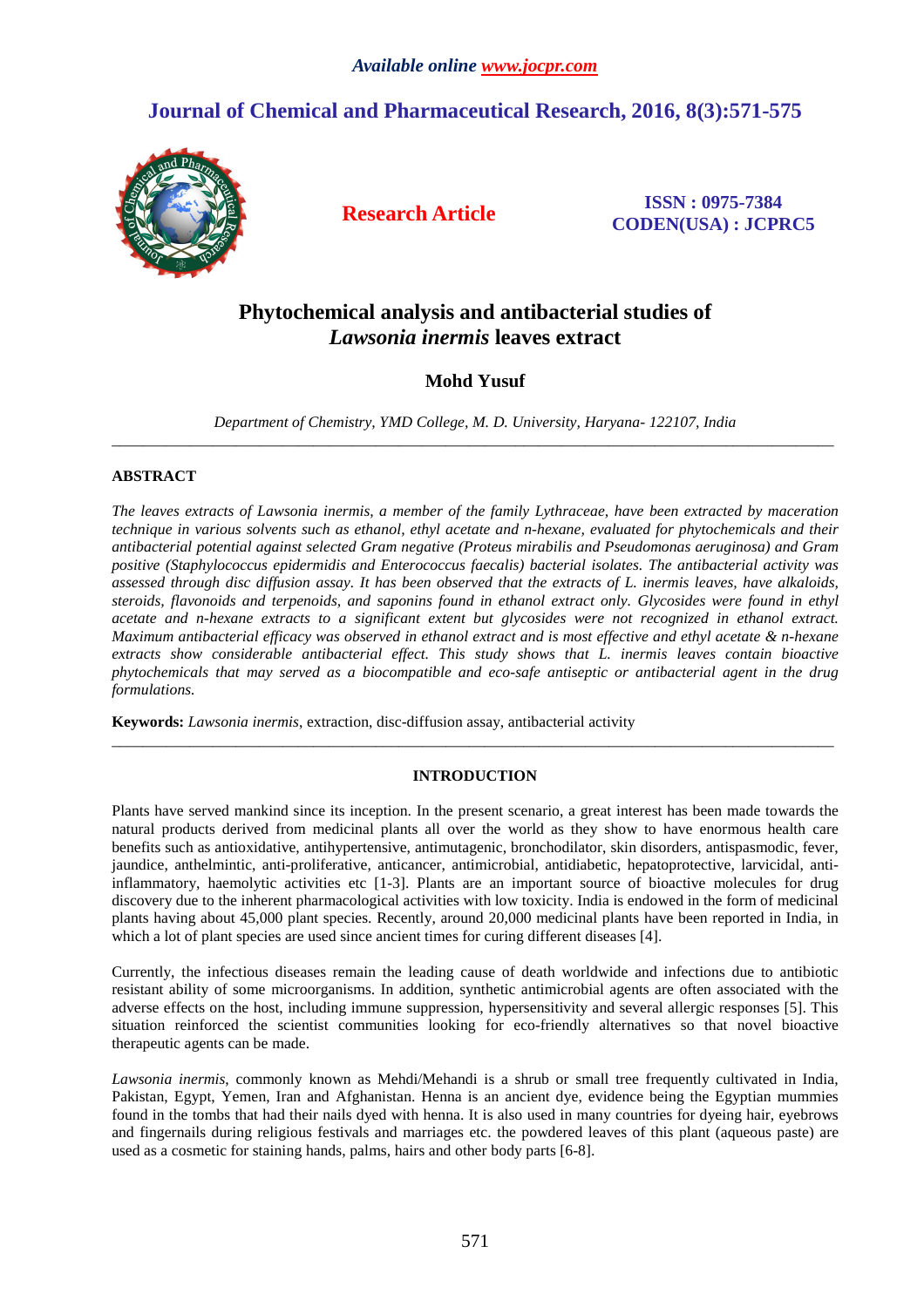# Phytochemical analysis and antibacterial studies of *Lawsonia inermis* leaves extract

**Mohd Yusuf**

*Department of Chemistry, YMD College, M. D. University, Haryana- 122107, India*

---

## ABSTRACT

*The leaves extracts of Lawsonia inermis, a member of the family Lythraceae, have been extracted by maceration technique in various solvents such as ethanol, ethyl acetate and n-hexane, evaluated for phytochemicals and their antibacterial potential against selected Gram negative (Proteus mirabilis and Pseudomonas aeruginosa) and Gram positive (Staphylococcus epidermidis and Enterococcus faecalis) bacterial isolates. The antibacterial activity was assessed through disc diffusion assay. It has been observed that the extracts of L. inermis leaves, have alkaloids, steroids, flavonoids and terpenoids, and saponins found in ethanol extract only. Glycosides were found in ethyl acetate and n-hexane extracts to a significant extent but glycosides were not recognized in ethanol extract. Maximum antibacterial efficacy was observed in ethanol extract and is most effective and ethyl acetate & n-hexane extracts show considerable antibacterial effect. This study shows that L. inermis leaves contain bioactive phytochemicals that may served as a biocompatible and eco-safe antiseptic or antibacterial agent in the drug formulations.*

**Keywords:** *Lawsonia inermis*, extraction, disc-diffusion assay, antibacterial activity

---

## INTRODUCTION

Plants have served mankind since its inception. In the present scenario, a great interest has been made towards the natural products derived from medicinal plants all over the world as they show to have enormous health care benefits such as antioxidative, antihypertensive, antimutagenic, bronchodilator, skin disorders, antispasmodic, fever, jaundice, anthelmintic, anti-proliferative, anticancer, antimicrobial, antidiabetic, hepatoprotective, larvicidal, anti-inflammatory, haemolytic activities etc [1-3]. Plants are an important source of bioactive molecules for drug discovery due to the inherent pharmacological activities with low toxicity. India is endowed in the form of medicinal plants having about 45,000 plant species. Recently, around 20,000 medicinal plants have been reported in India, in which a lot of plant species are used since ancient times for curing different diseases [4].

Currently, the infectious diseases remain the leading cause of death worldwide and infections due to antibiotic resistant ability of some microorganisms. In addition, synthetic antimicrobial agents are often associated with the adverse effects on the host, including immune suppression, hypersensitivity and several allergic responses [5]. This situation reinforced the scientist communities looking for eco-friendly alternatives so that novel bioactive therapeutic agents can be made.

*Lawsonia inermis*, commonly known as Mehdi/Mehandi is a shrub or small tree frequently cultivated in India, Pakistan, Egypt, Yemen, Iran and Afghanistan. Henna is an ancient dye, evidence being the Egyptian mummies found in the tombs that had their nails dyed with henna. It is also used in many countries for dyeing hair, eyebrows and fingernails during religious festivals and marriages etc. the powdered leaves of this plant (aqueous paste) are used as a cosmetic for staining hands, palms, hairs and other body parts [6-8].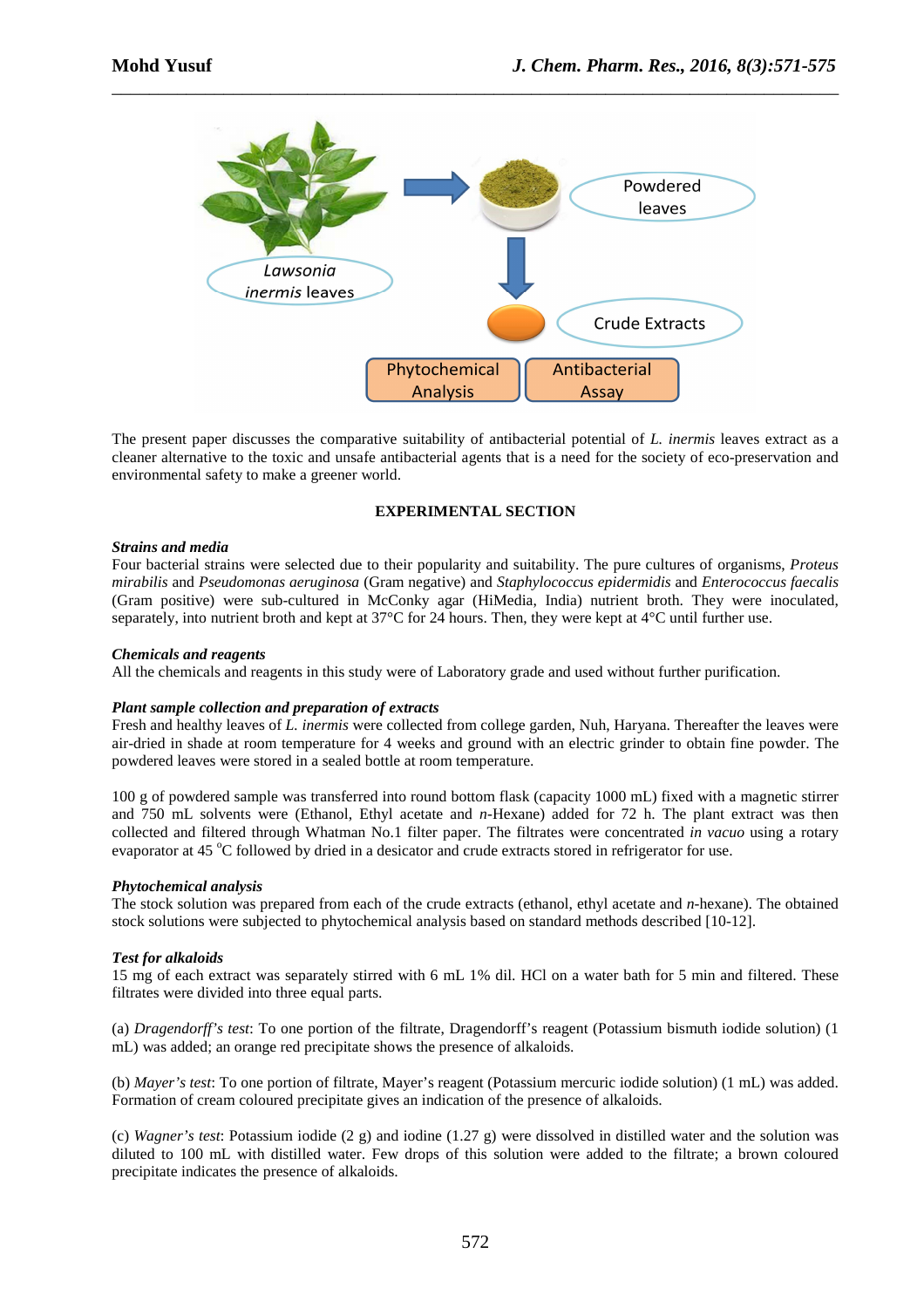The present paper discusses the comparative suitability of antibacterial potential of *L. inermis* leaves extract as a cleaner alternative to the toxic and unsafe antibacterial agents that is a need for the society of eco-preservation and environmental safety to make a greener world.

## EXPERIMENTAL SECTION

***Strains and media***

Four bacterial strains were selected due to their popularity and suitability. The pure cultures of organisms, *Proteus mirabilis* and *Pseudomonas aeruginosa* (Gram negative) and *Staphylococcus epidermidis* and *Enterococcus faecalis* (Gram positive) were sub-cultured in McConky agar (HiMedia, India) nutrient broth. They were inoculated, separately, into nutrient broth and kept at 37°C for 24 hours. Then, they were kept at 4°C until further use.

***Chemicals and reagents***

All the chemicals and reagents in this study were of Laboratory grade and used without further purification.

***Plant sample collection and preparation of extracts***

Fresh and healthy leaves of *L. inermis* were collected from college garden, Nuh, Haryana. Thereafter the leaves were air-dried in shade at room temperature for 4 weeks and ground with an electric grinder to obtain fine powder. The powdered leaves were stored in a sealed bottle at room temperature.

100 g of powdered sample was transferred into round bottom flask (capacity 1000 mL) fixed with a magnetic stirrer and 750 mL solvents were (Ethanol, Ethyl acetate and *n*-Hexane) added for 72 h. The plant extract was then collected and filtered through Whatman No.1 filter paper. The filtrates were concentrated *in vacuo* using a rotary evaporator at 45 $^{o}$C followed by dried in a desicator and crude extracts stored in refrigerator for use.

***Phytochemical analysis***

The stock solution was prepared from each of the crude extracts (ethanol, ethyl acetate and *n*-hexane). The obtained stock solutions were subjected to phytochemical analysis based on standard methods described [10-12].

***Test for alkaloids***

15 mg of each extract was separately stirred with 6 mL 1% dil. HCl on a water bath for 5 min and filtered. These filtrates were divided into three equal parts.

(a) *Dragendorff's test*: To one portion of the filtrate, Dragendorff's reagent (Potassium bismuth iodide solution) (1 mL) was added; an orange red precipitate shows the presence of alkaloids.

(b) *Mayer's test*: To one portion of filtrate, Mayer's reagent (Potassium mercuric iodide solution) (1 mL) was added. Formation of cream coloured precipitate gives an indication of the presence of alkaloids.

(c) *Wagner's test*: Potassium iodide (2 g) and iodine (1.27 g) were dissolved in distilled water and the solution was diluted to 100 mL with distilled water. Few drops of this solution were added to the filtrate; a brown coloured precipitate indicates the presence of alkaloids.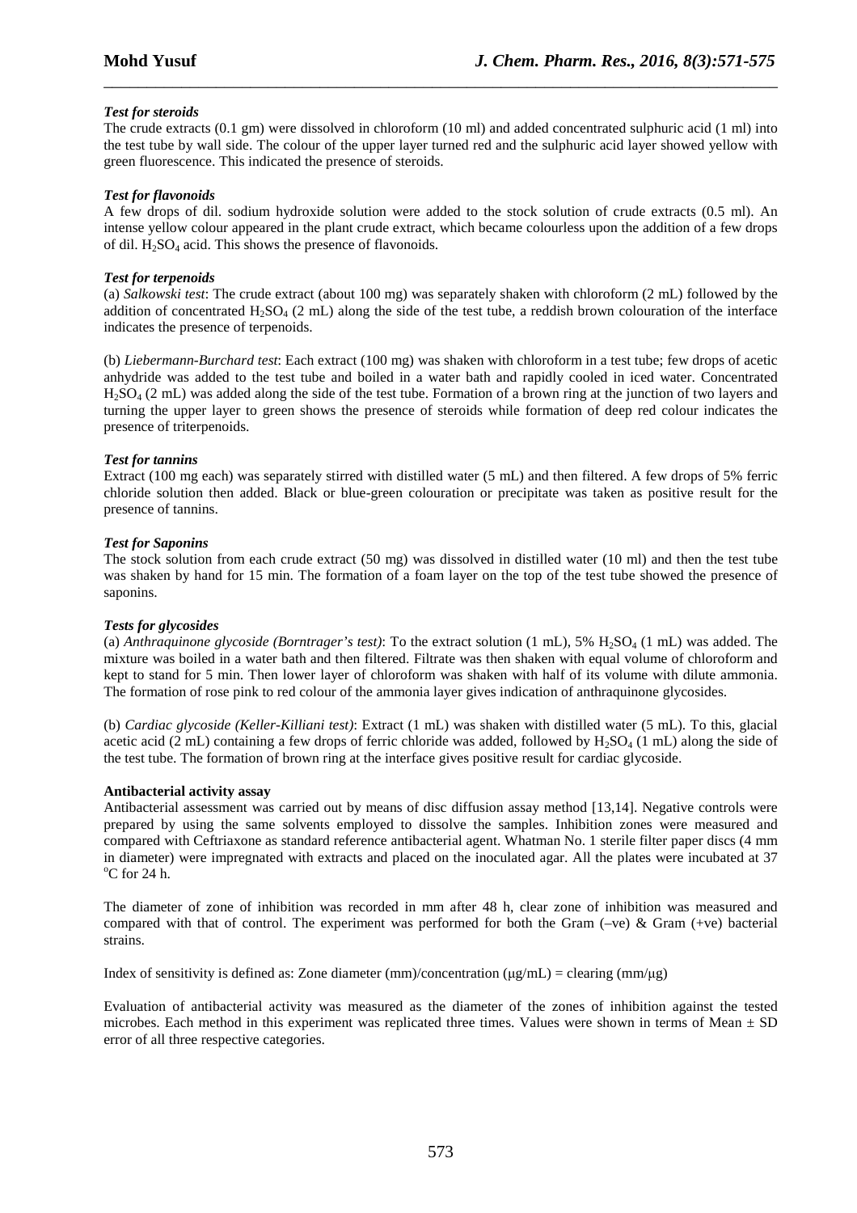### *Test for steroids*

The crude extracts (0.1 gm) were dissolved in chloroform (10 ml) and added concentrated sulphuric acid (1 ml) into the test tube by wall side. The colour of the upper layer turned red and the sulphuric acid layer showed yellow with green fluorescence. This indicated the presence of steroids.

### *Test for flavonoids*

A few drops of dil. sodium hydroxide solution were added to the stock solution of crude extracts (0.5 ml). An intense yellow colour appeared in the plant crude extract, which became colourless upon the addition of a few drops of dil. $H_2SO_4$ acid. This shows the presence of flavonoids.

### *Test for terpenoids*

(a) *Salkowski test*: The crude extract (about 100 mg) was separately shaken with chloroform (2 mL) followed by the addition of concentrated $H_2SO_4$ (2 mL) along the side of the test tube, a reddish brown colouration of the interface indicates the presence of terpenoids.

(b) *Liebermann-Burchard test*: Each extract (100 mg) was shaken with chloroform in a test tube; few drops of acetic anhydride was added to the test tube and boiled in a water bath and rapidly cooled in iced water. Concentrated $H_2SO_4$ (2 mL) was added along the side of the test tube. Formation of a brown ring at the junction of two layers and turning the upper layer to green shows the presence of steroids while formation of deep red colour indicates the presence of triterpenoids.

### *Test for tannins*

Extract (100 mg each) was separately stirred with distilled water (5 mL) and then filtered. A few drops of 5% ferric chloride solution then added. Black or blue-green colouration or precipitate was taken as positive result for the presence of tannins.

### *Test for Saponins*

The stock solution from each crude extract (50 mg) was dissolved in distilled water (10 ml) and then the test tube was shaken by hand for 15 min. The formation of a foam layer on the top of the test tube showed the presence of saponins.

### *Tests for glycosides*

(a) *Anthraquinone glycoside (Borntrager's test)*: To the extract solution (1 mL), 5% $H_2SO_4$ (1 mL) was added. The mixture was boiled in a water bath and then filtered. Filtrate was then shaken with equal volume of chloroform and kept to stand for 5 min. Then lower layer of chloroform was shaken with half of its volume with dilute ammonia. The formation of rose pink to red colour of the ammonia layer gives indication of anthraquinone glycosides.

(b) *Cardiac glycoside (Keller-Killiani test)*: Extract (1 mL) was shaken with distilled water (5 mL). To this, glacial acetic acid (2 mL) containing a few drops of ferric chloride was added, followed by $H_2SO_4$ (1 mL) along the side of the test tube. The formation of brown ring at the interface gives positive result for cardiac glycoside.

### **Antibacterial activity assay**

Antibacterial assessment was carried out by means of disc diffusion assay method [13,14]. Negative controls were prepared by using the same solvents employed to dissolve the samples. Inhibition zones were measured and compared with Ceftriaxone as standard reference antibacterial agent. Whatman No. 1 sterile filter paper discs (4 mm in diameter) were impregnated with extracts and placed on the inoculated agar. All the plates were incubated at 37 $^{o}$C for 24 h.

The diameter of zone of inhibition was recorded in mm after 48 h, clear zone of inhibition was measured and compared with that of control. The experiment was performed for both the Gram (–ve) & Gram (+ve) bacterial strains.

Index of sensitivity is defined as: Zone diameter (mm)/concentration (μg/mL) = clearing (mm/μg)

Evaluation of antibacterial activity was measured as the diameter of the zones of inhibition against the tested microbes. Each method in this experiment was replicated three times. Values were shown in terms of Mean ± SD error of all three respective categories.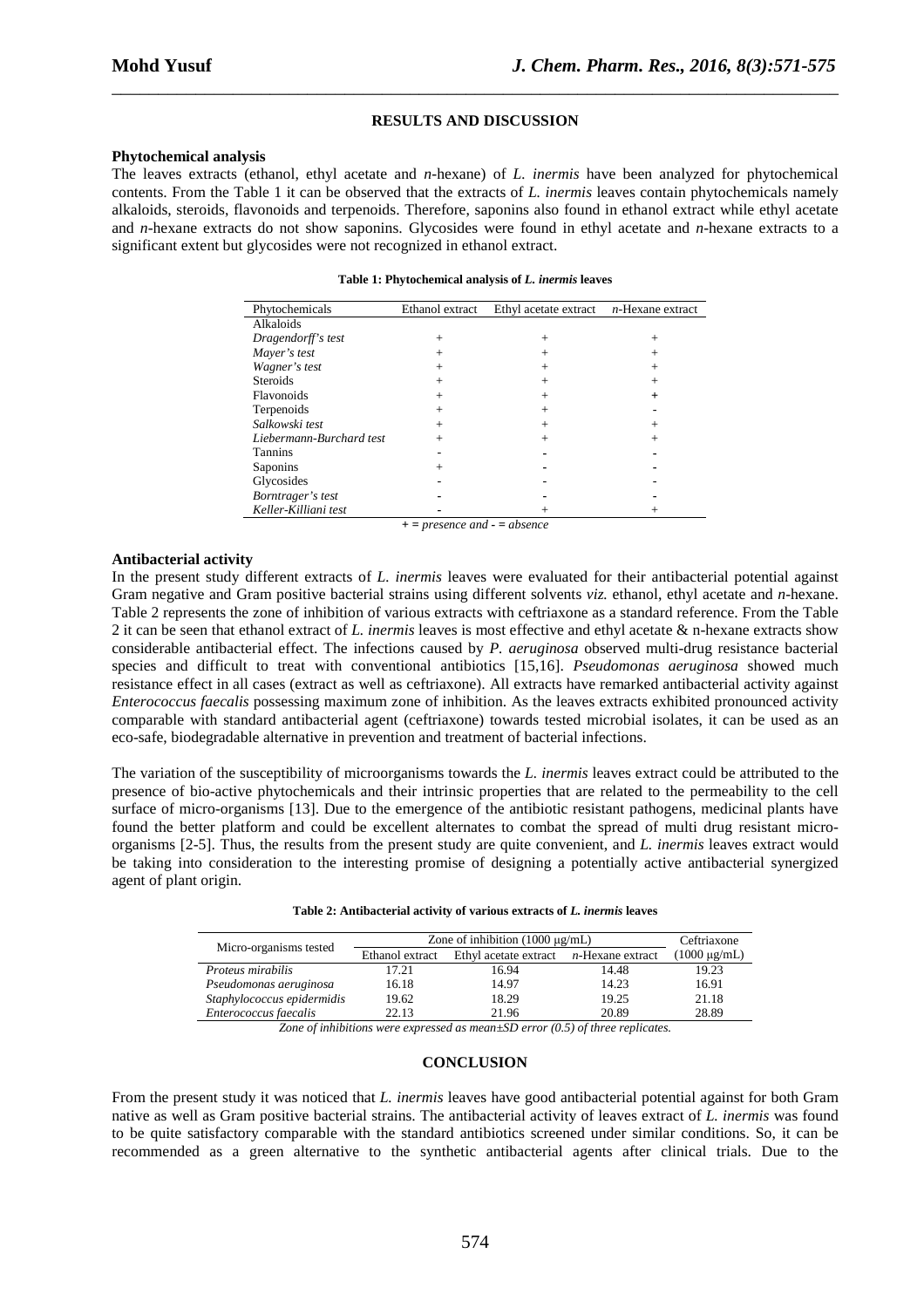## RESULTS AND DISCUSSION

### Phytochemical analysis

The leaves extracts (ethanol, ethyl acetate and *n*-hexane) of *L. inermis* have been analyzed for phytochemical contents. From the Table 1 it can be observed that the extracts of *L. inermis* leaves contain phytochemicals namely alkaloids, steroids, flavonoids and terpenoids. Therefore, saponins also found in ethanol extract while ethyl acetate and *n*-hexane extracts do not show saponins. Glycosides were found in ethyl acetate and *n*-hexane extracts to a significant extent but glycosides were not recognized in ethanol extract.

**Table 1: Phytochemical analysis of *L. inermis* leaves**

| Phytochemicals | Ethanol extract | Ethyl acetate extract | *n*-Hexane extract |
|---|---|---|---|
| Alkaloids | | | |
| *Dragendorff's test* | + | + | + |
| *Mayer's test* | + | + | + |
| *Wagner's test* | + | + | + |
| Steroids | + | + | + |
| Flavonoids | + | + | + |
| Terpenoids | + | + | - |
| *Salkowski test* | + | + | + |
| *Liebermann-Burchard test* | + | + | + |
| Tannins | - | - | - |
| Saponins | + | - | - |
| Glycosides | - | - | - |
| *Borntrager's test* | - | - | - |
| *Keller-Killiani test* | - | + | + |

*+ = presence and - = absence*

### Antibacterial activity

In the present study different extracts of *L. inermis* leaves were evaluated for their antibacterial potential against Gram negative and Gram positive bacterial strains using different solvents *viz.* ethanol, ethyl acetate and *n*-hexane. Table 2 represents the zone of inhibition of various extracts with ceftriaxone as a standard reference. From the Table 2 it can be seen that ethanol extract of *L. inermis* leaves is most effective and ethyl acetate & n-hexane extracts show considerable antibacterial effect. The infections caused by *P. aeruginosa* observed multi-drug resistance bacterial species and difficult to treat with conventional antibiotics [15,16]. *Pseudomonas aeruginosa* showed much resistance effect in all cases (extract as well as ceftriaxone). All extracts have remarked antibacterial activity against *Enterococcus faecalis* possessing maximum zone of inhibition. As the leaves extracts exhibited pronounced activity comparable with standard antibacterial agent (ceftriaxone) towards tested microbial isolates, it can be used as an eco-safe, biodegradable alternative in prevention and treatment of bacterial infections.

The variation of the susceptibility of microorganisms towards the *L. inermis* leaves extract could be attributed to the presence of bio-active phytochemicals and their intrinsic properties that are related to the permeability to the cell surface of micro-organisms [13]. Due to the emergence of the antibiotic resistant pathogens, medicinal plants have found the better platform and could be excellent alternates to combat the spread of multi drug resistant micro-organisms [2-5]. Thus, the results from the present study are quite convenient, and *L. inermis* leaves extract would be taking into consideration to the interesting promise of designing a potentially active antibacterial synergized agent of plant origin.

**Table 2: Antibacterial activity of various extracts of *L. inermis* leaves**

| Micro-organisms tested | Zone of inhibition (1000 μg/mL) | | | Ceftriaxone |
|---|---|---|---|---|
| | Ethanol extract | Ethyl acetate extract | *n*-Hexane extract | (1000 μg/mL) |
| *Proteus mirabilis* | 17.21 | 16.94 | 14.48 | 19.23 |
| *Pseudomonas aeruginosa* | 16.18 | 14.97 | 14.23 | 16.91 |
| *Staphylococcus epidermidis* | 19.62 | 18.29 | 19.25 | 21.18 |
| *Enterococcus faecalis* | 22.13 | 21.96 | 20.89 | 28.89 |

*Zone of inhibitions were expressed as mean±SD error (0.5) of three replicates.*

## CONCLUSION

From the present study it was noticed that *L. inermis* leaves have good antibacterial potential against for both Gram native as well as Gram positive bacterial strains. The antibacterial activity of leaves extract of *L. inermis* was found to be quite satisfactory comparable with the standard antibiotics screened under similar conditions. So, it can be recommended as a green alternative to the synthetic antibacterial agents after clinical trials. Due to the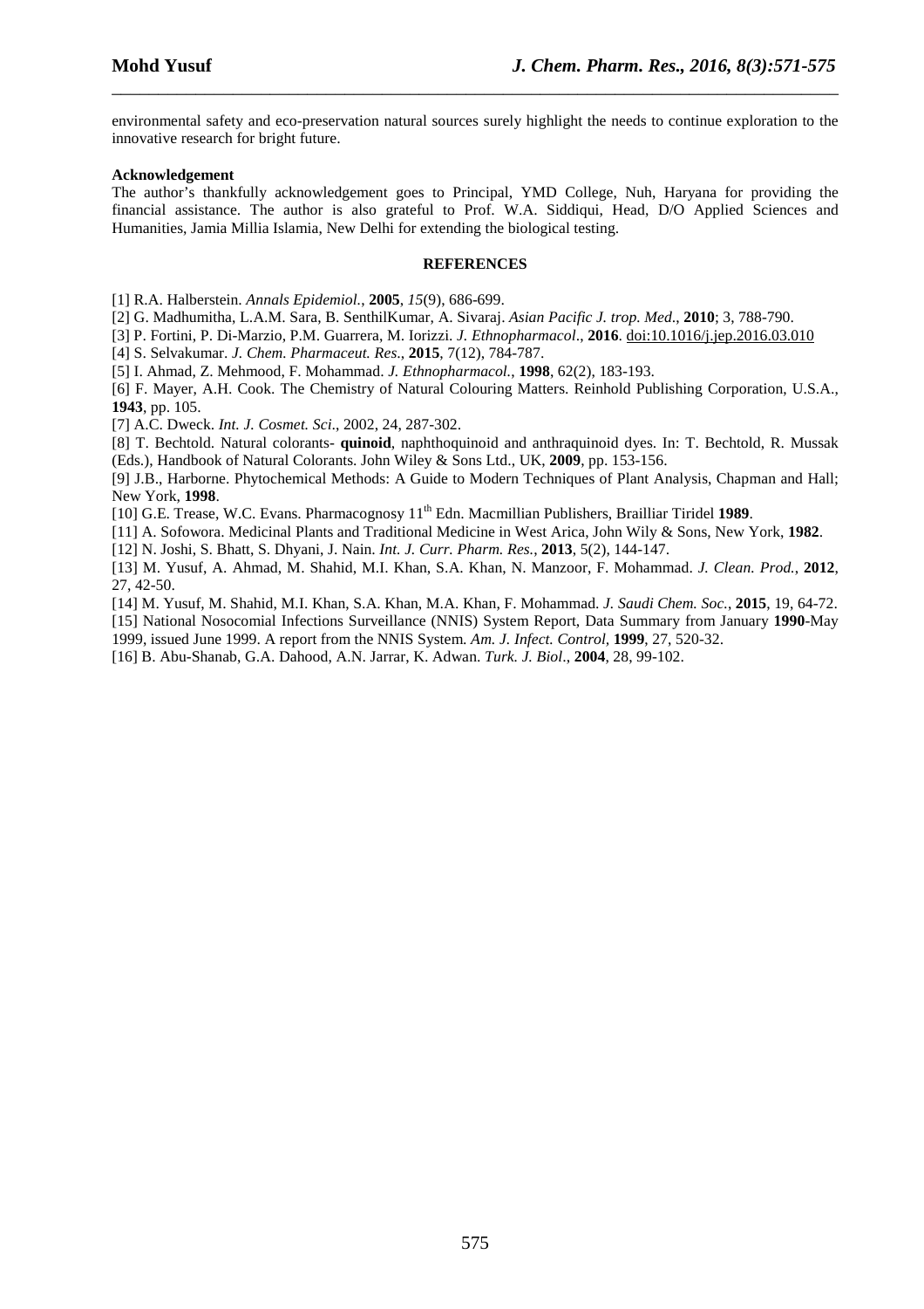environmental safety and eco-preservation natural sources surely highlight the needs to continue exploration to the innovative research for bright future.

**Acknowledgement**

The author's thankfully acknowledgement goes to Principal, YMD College, Nuh, Haryana for providing the financial assistance. The author is also grateful to Prof. W.A. Siddiqui, Head, D/O Applied Sciences and Humanities, Jamia Millia Islamia, New Delhi for extending the biological testing.

## REFERENCES

[1] R.A. Halberstein. *Annals Epidemiol.*, **2005**, *15*(9), 686-699.

[2] G. Madhumitha, L.A.M. Sara, B. SenthilKumar, A. Sivaraj. *Asian Pacific J. trop. Med*., **2010**; 3, 788-790.

[3] P. Fortini, P. Di-Marzio, P.M. Guarrera, M. Iorizzi. *J. Ethnopharmacol*., **2016**. doi:10.1016/j.jep.2016.03.010

[4] S. Selvakumar. *J. Chem. Pharmaceut. Res*., **2015**, 7(12), 784-787.

[5] I. Ahmad, Z. Mehmood, F. Mohammad. *J. Ethnopharmacol.*, **1998**, 62(2), 183-193.

[6] F. Mayer, A.H. Cook. The Chemistry of Natural Colouring Matters. Reinhold Publishing Corporation, U.S.A., **1943**, pp. 105.

[7] A.C. Dweck. *Int. J. Cosmet. Sci*., 2002, 24, 287-302.

[8] T. Bechtold. Natural colorants- **quinoid**, naphthoquinoid and anthraquinoid dyes. In: T. Bechtold, R. Mussak (Eds.), Handbook of Natural Colorants. John Wiley & Sons Ltd., UK, **2009**, pp. 153-156.

[9] J.B., Harborne. Phytochemical Methods: A Guide to Modern Techniques of Plant Analysis, Chapman and Hall; New York, **1998**.

[10] G.E. Trease, W.C. Evans. Pharmacognosy 11th Edn. Macmillian Publishers, Brailliar Tiridel **1989**.

[11] A. Sofowora. Medicinal Plants and Traditional Medicine in West Arica, John Wily & Sons, New York, **1982**.

[12] N. Joshi, S. Bhatt, S. Dhyani, J. Nain. *Int. J. Curr. Pharm. Res.*, **2013**, 5(2), 144-147.

[13] M. Yusuf, A. Ahmad, M. Shahid, M.I. Khan, S.A. Khan, N. Manzoor, F. Mohammad. *J. Clean. Prod.*, **2012**, 27, 42-50.

[14] M. Yusuf, M. Shahid, M.I. Khan, S.A. Khan, M.A. Khan, F. Mohammad. *J. Saudi Chem. Soc.*, **2015**, 19, 64-72.

[15] National Nosocomial Infections Surveillance (NNIS) System Report, Data Summary from January **1990**-May 1999, issued June 1999. A report from the NNIS System. *Am. J. Infect. Control*, **1999**, 27, 520-32.

[16] B. Abu-Shanab, G.A. Dahood, A.N. Jarrar, K. Adwan. *Turk. J. Biol*., **2004**, 28, 99-102.